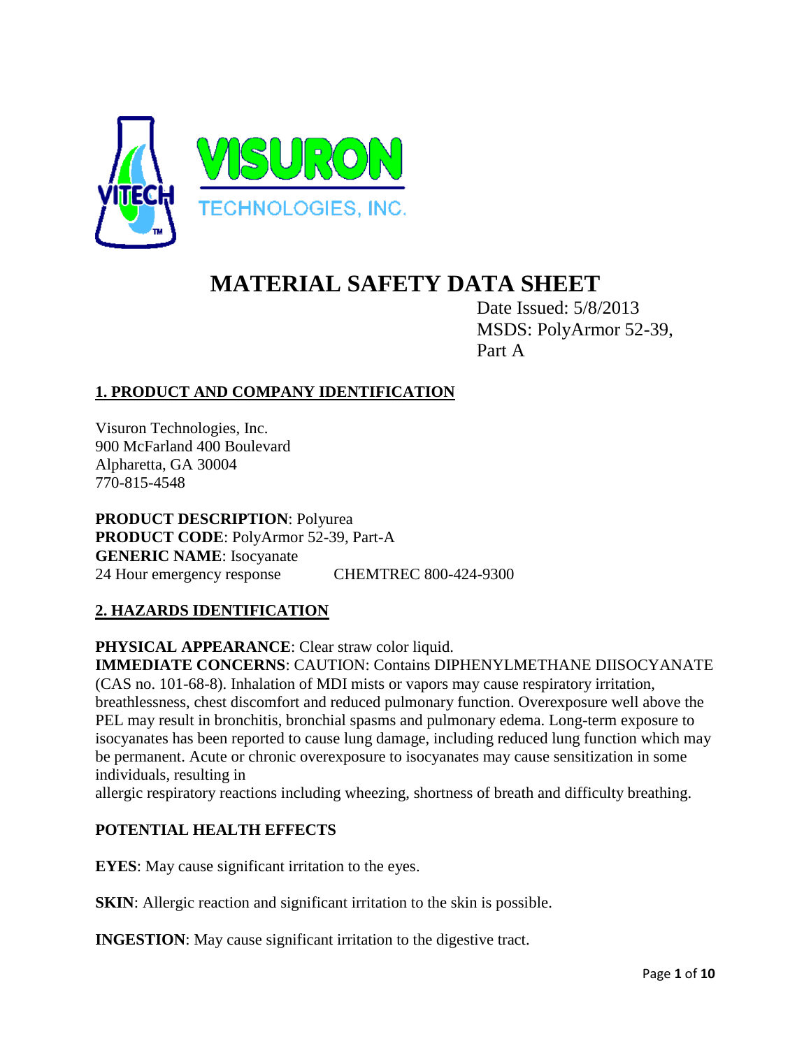VISURON

TECHNOLOGIES, INC.

# MATERIAL SAFETY DATA SHEET

Date Issued: 5/8/2013
MSDS: PolyArmor 52-39, Part A

## 1. PRODUCT AND COMPANY IDENTIFICATION

Visuron Technologies, Inc.
900 McFarland 400 Boulevard
Alpharetta, GA 30004
770-815-4548

**PRODUCT DESCRIPTION**: Polyurea
**PRODUCT CODE**: PolyArmor 52-39, Part-A
**GENERIC NAME**: Isocyanate
24 Hour emergency response CHEMTREC 800-424-9300

## 2. HAZARDS IDENTIFICATION

**PHYSICAL APPEARANCE**: Clear straw color liquid.
**IMMEDIATE CONCERNS**: CAUTION: Contains DIPHENYLMETHANE DIISOCYANATE (CAS no. 101-68-8). Inhalation of MDI mists or vapors may cause respiratory irritation, breathlessness, chest discomfort and reduced pulmonary function. Overexposure well above the PEL may result in bronchitis, bronchial spasms and pulmonary edema. Long-term exposure to isocyanates has been reported to cause lung damage, including reduced lung function which may be permanent. Acute or chronic overexposure to isocyanates may cause sensitization in some individuals, resulting in allergic respiratory reactions including wheezing, shortness of breath and difficulty breathing.

### POTENTIAL HEALTH EFFECTS

**EYES**: May cause significant irritation to the eyes.

**SKIN**: Allergic reaction and significant irritation to the skin is possible.

**INGESTION**: May cause significant irritation to the digestive tract.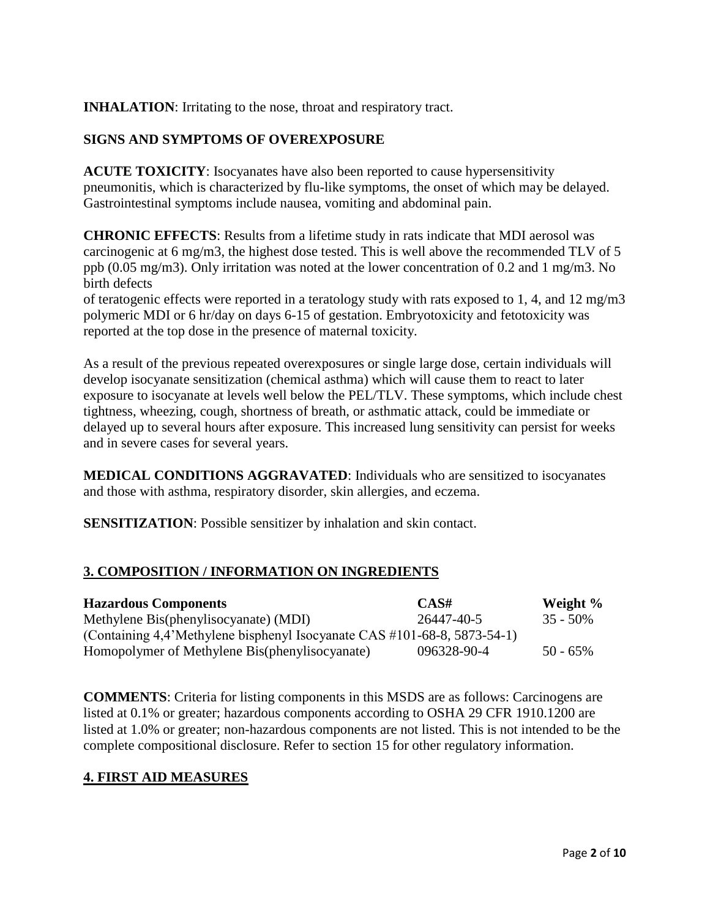**INHALATION**: Irritating to the nose, throat and respiratory tract.

**SIGNS AND SYMPTOMS OF OVEREXPOSURE**

**ACUTE TOXICITY**: Isocyanates have also been reported to cause hypersensitivity pneumonitis, which is characterized by flu-like symptoms, the onset of which may be delayed. Gastrointestinal symptoms include nausea, vomiting and abdominal pain.

**CHRONIC EFFECTS**: Results from a lifetime study in rats indicate that MDI aerosol was carcinogenic at 6 mg/m3, the highest dose tested. This is well above the recommended TLV of 5 ppb (0.05 mg/m3). Only irritation was noted at the lower concentration of 0.2 and 1 mg/m3. No birth defects
of teratogenic effects were reported in a teratology study with rats exposed to 1, 4, and 12 mg/m3 polymeric MDI or 6 hr/day on days 6-15 of gestation. Embryotoxicity and fetotoxicity was reported at the top dose in the presence of maternal toxicity.

As a result of the previous repeated overexposures or single large dose, certain individuals will develop isocyanate sensitization (chemical asthma) which will cause them to react to later exposure to isocyanate at levels well below the PEL/TLV. These symptoms, which include chest tightness, wheezing, cough, shortness of breath, or asthmatic attack, could be immediate or delayed up to several hours after exposure. This increased lung sensitivity can persist for weeks and in severe cases for several years.

**MEDICAL CONDITIONS AGGRAVATED**: Individuals who are sensitized to isocyanates and those with asthma, respiratory disorder, skin allergies, and eczema.

**SENSITIZATION**: Possible sensitizer by inhalation and skin contact.

## 3. COMPOSITION / INFORMATION ON INGREDIENTS

| Hazardous Components | CAS# | Weight % |
|---|---|---|
| Methylene Bis(phenylisocyanate) (MDI) | 26447-40-5 | 35 - 50% |
| (Containing 4,4'Methylene bisphenyl Isocyanate CAS #101-68-8, 5873-54-1) | | |
| Homopolymer of Methylene Bis(phenylisocyanate) | 096328-90-4 | 50 - 65% |

**COMMENTS**: Criteria for listing components in this MSDS are as follows: Carcinogens are listed at 0.1% or greater; hazardous components according to OSHA 29 CFR 1910.1200 are listed at 1.0% or greater; non-hazardous components are not listed. This is not intended to be the complete compositional disclosure. Refer to section 15 for other regulatory information.

## 4. FIRST AID MEASURES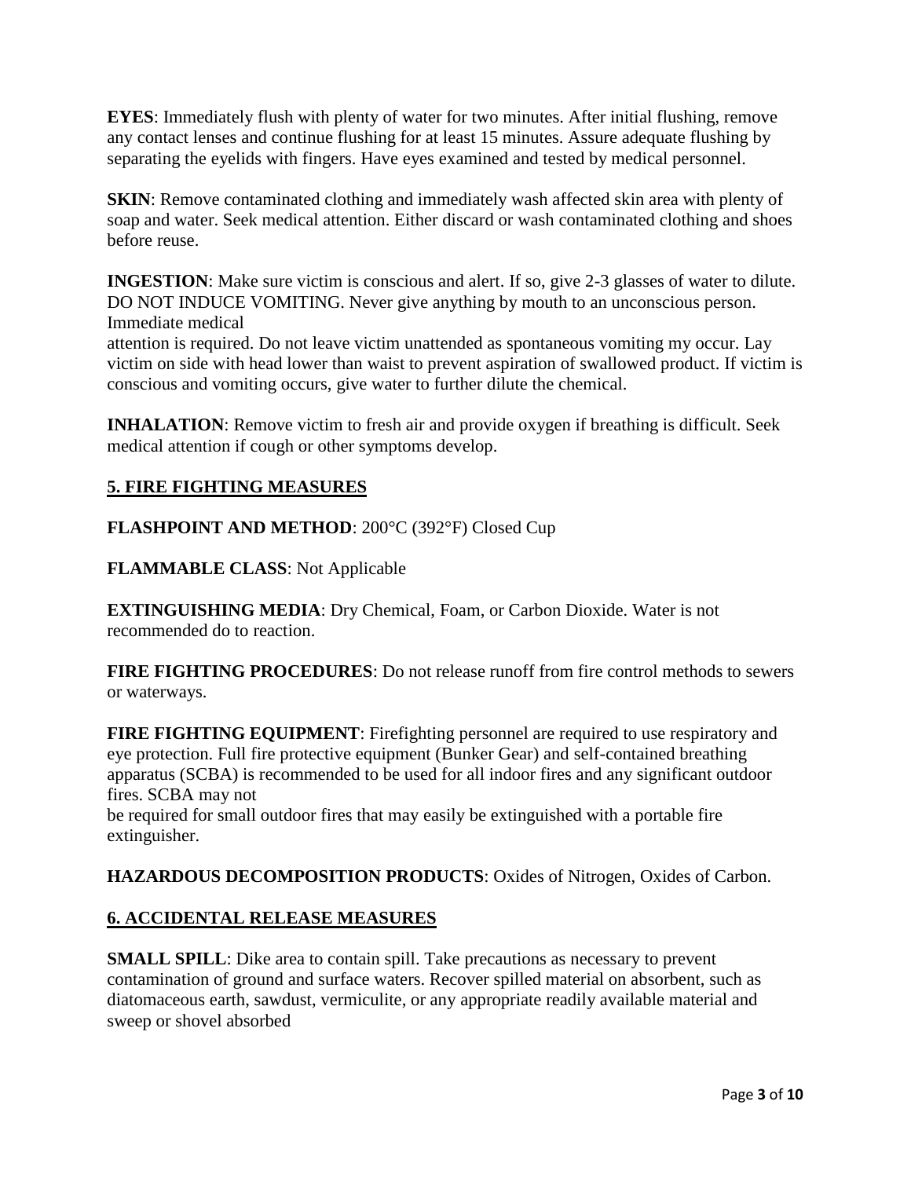**EYES**: Immediately flush with plenty of water for two minutes. After initial flushing, remove any contact lenses and continue flushing for at least 15 minutes. Assure adequate flushing by separating the eyelids with fingers. Have eyes examined and tested by medical personnel.

**SKIN**: Remove contaminated clothing and immediately wash affected skin area with plenty of soap and water. Seek medical attention. Either discard or wash contaminated clothing and shoes before reuse.

**INGESTION**: Make sure victim is conscious and alert. If so, give 2-3 glasses of water to dilute. DO NOT INDUCE VOMITING. Never give anything by mouth to an unconscious person. Immediate medical
attention is required. Do not leave victim unattended as spontaneous vomiting my occur. Lay victim on side with head lower than waist to prevent aspiration of swallowed product. If victim is conscious and vomiting occurs, give water to further dilute the chemical.

**INHALATION**: Remove victim to fresh air and provide oxygen if breathing is difficult. Seek medical attention if cough or other symptoms develop.

## 5. FIRE FIGHTING MEASURES

**FLASHPOINT AND METHOD**: 200°C (392°F) Closed Cup

**FLAMMABLE CLASS**: Not Applicable

**EXTINGUISHING MEDIA**: Dry Chemical, Foam, or Carbon Dioxide. Water is not recommended do to reaction.

**FIRE FIGHTING PROCEDURES**: Do not release runoff from fire control methods to sewers or waterways.

**FIRE FIGHTING EQUIPMENT**: Firefighting personnel are required to use respiratory and eye protection. Full fire protective equipment (Bunker Gear) and self-contained breathing apparatus (SCBA) is recommended to be used for all indoor fires and any significant outdoor fires. SCBA may not
be required for small outdoor fires that may easily be extinguished with a portable fire extinguisher.

**HAZARDOUS DECOMPOSITION PRODUCTS**: Oxides of Nitrogen, Oxides of Carbon.

## 6. ACCIDENTAL RELEASE MEASURES

**SMALL SPILL**: Dike area to contain spill. Take precautions as necessary to prevent contamination of ground and surface waters. Recover spilled material on absorbent, such as diatomaceous earth, sawdust, vermiculite, or any appropriate readily available material and sweep or shovel absorbed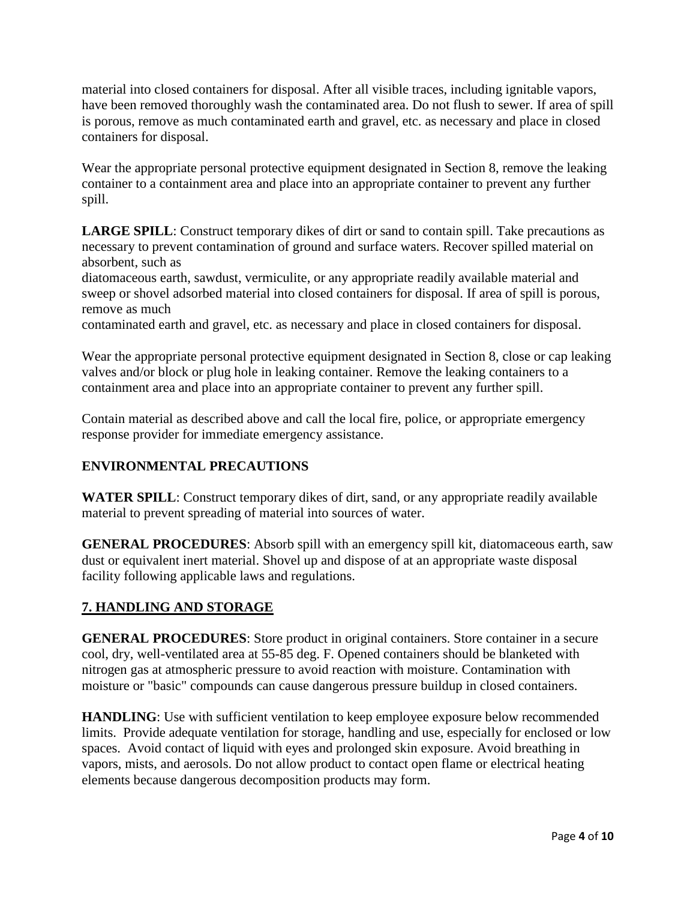material into closed containers for disposal. After all visible traces, including ignitable vapors, have been removed thoroughly wash the contaminated area. Do not flush to sewer. If area of spill is porous, remove as much contaminated earth and gravel, etc. as necessary and place in closed containers for disposal.

Wear the appropriate personal protective equipment designated in Section 8, remove the leaking container to a containment area and place into an appropriate container to prevent any further spill.

**LARGE SPILL**: Construct temporary dikes of dirt or sand to contain spill. Take precautions as necessary to prevent contamination of ground and surface waters. Recover spilled material on absorbent, such as
diatomaceous earth, sawdust, vermiculite, or any appropriate readily available material and sweep or shovel adsorbed material into closed containers for disposal. If area of spill is porous, remove as much
contaminated earth and gravel, etc. as necessary and place in closed containers for disposal.

Wear the appropriate personal protective equipment designated in Section 8, close or cap leaking valves and/or block or plug hole in leaking container. Remove the leaking containers to a containment area and place into an appropriate container to prevent any further spill.

Contain material as described above and call the local fire, police, or appropriate emergency response provider for immediate emergency assistance.

**ENVIRONMENTAL PRECAUTIONS**

**WATER SPILL**: Construct temporary dikes of dirt, sand, or any appropriate readily available material to prevent spreading of material into sources of water.

**GENERAL PROCEDURES**: Absorb spill with an emergency spill kit, diatomaceous earth, saw dust or equivalent inert material. Shovel up and dispose of at an appropriate waste disposal facility following applicable laws and regulations.

## 7. HANDLING AND STORAGE

**GENERAL PROCEDURES**: Store product in original containers. Store container in a secure cool, dry, well-ventilated area at 55-85 deg. F. Opened containers should be blanketed with nitrogen gas at atmospheric pressure to avoid reaction with moisture. Contamination with moisture or "basic" compounds can cause dangerous pressure buildup in closed containers.

**HANDLING**: Use with sufficient ventilation to keep employee exposure below recommended limits. Provide adequate ventilation for storage, handling and use, especially for enclosed or low spaces. Avoid contact of liquid with eyes and prolonged skin exposure. Avoid breathing in vapors, mists, and aerosols. Do not allow product to contact open flame or electrical heating elements because dangerous decomposition products may form.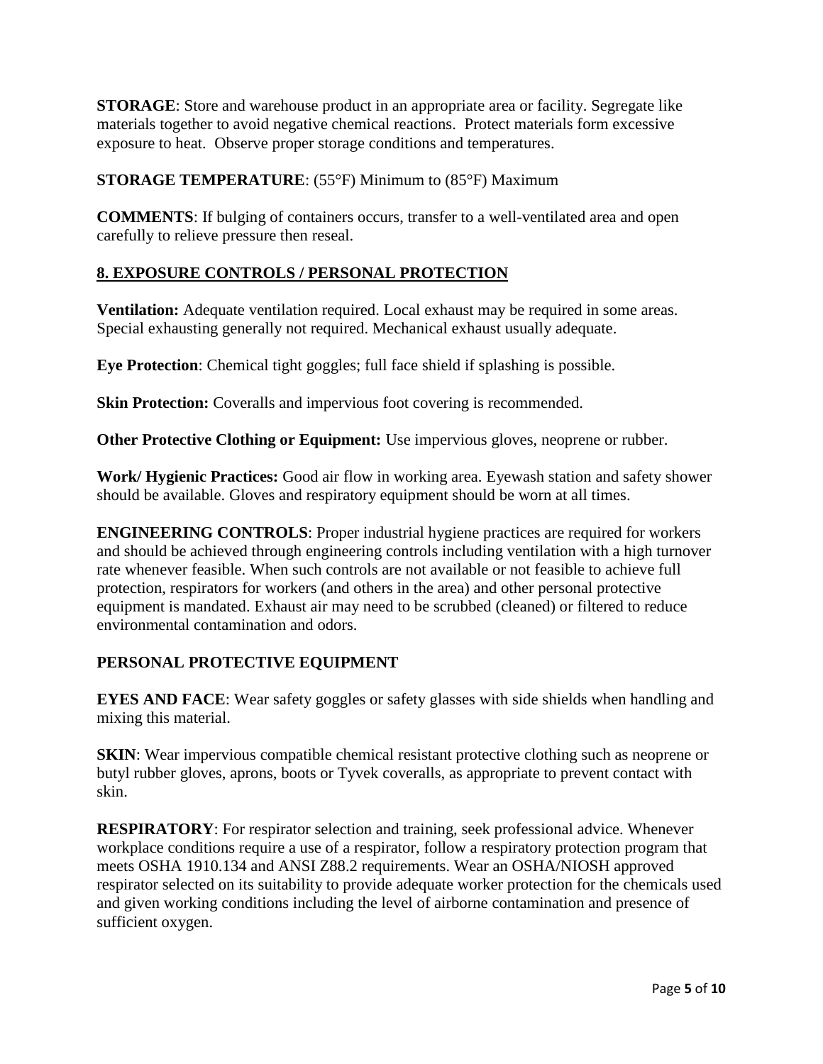**STORAGE**: Store and warehouse product in an appropriate area or facility. Segregate like materials together to avoid negative chemical reactions. Protect materials form excessive exposure to heat. Observe proper storage conditions and temperatures.

**STORAGE TEMPERATURE**: (55°F) Minimum to (85°F) Maximum

**COMMENTS**: If bulging of containers occurs, transfer to a well-ventilated area and open carefully to relieve pressure then reseal.

## 8. EXPOSURE CONTROLS / PERSONAL PROTECTION

**Ventilation:** Adequate ventilation required. Local exhaust may be required in some areas. Special exhausting generally not required. Mechanical exhaust usually adequate.

**Eye Protection**: Chemical tight goggles; full face shield if splashing is possible.

**Skin Protection:** Coveralls and impervious foot covering is recommended.

**Other Protective Clothing or Equipment:** Use impervious gloves, neoprene or rubber.

**Work/ Hygienic Practices:** Good air flow in working area. Eyewash station and safety shower should be available. Gloves and respiratory equipment should be worn at all times.

**ENGINEERING CONTROLS**: Proper industrial hygiene practices are required for workers and should be achieved through engineering controls including ventilation with a high turnover rate whenever feasible. When such controls are not available or not feasible to achieve full protection, respirators for workers (and others in the area) and other personal protective equipment is mandated. Exhaust air may need to be scrubbed (cleaned) or filtered to reduce environmental contamination and odors.

### PERSONAL PROTECTIVE EQUIPMENT

**EYES AND FACE**: Wear safety goggles or safety glasses with side shields when handling and mixing this material.

**SKIN**: Wear impervious compatible chemical resistant protective clothing such as neoprene or butyl rubber gloves, aprons, boots or Tyvek coveralls, as appropriate to prevent contact with skin.

**RESPIRATORY**: For respirator selection and training, seek professional advice. Whenever workplace conditions require a use of a respirator, follow a respiratory protection program that meets OSHA 1910.134 and ANSI Z88.2 requirements. Wear an OSHA/NIOSH approved respirator selected on its suitability to provide adequate worker protection for the chemicals used and given working conditions including the level of airborne contamination and presence of sufficient oxygen.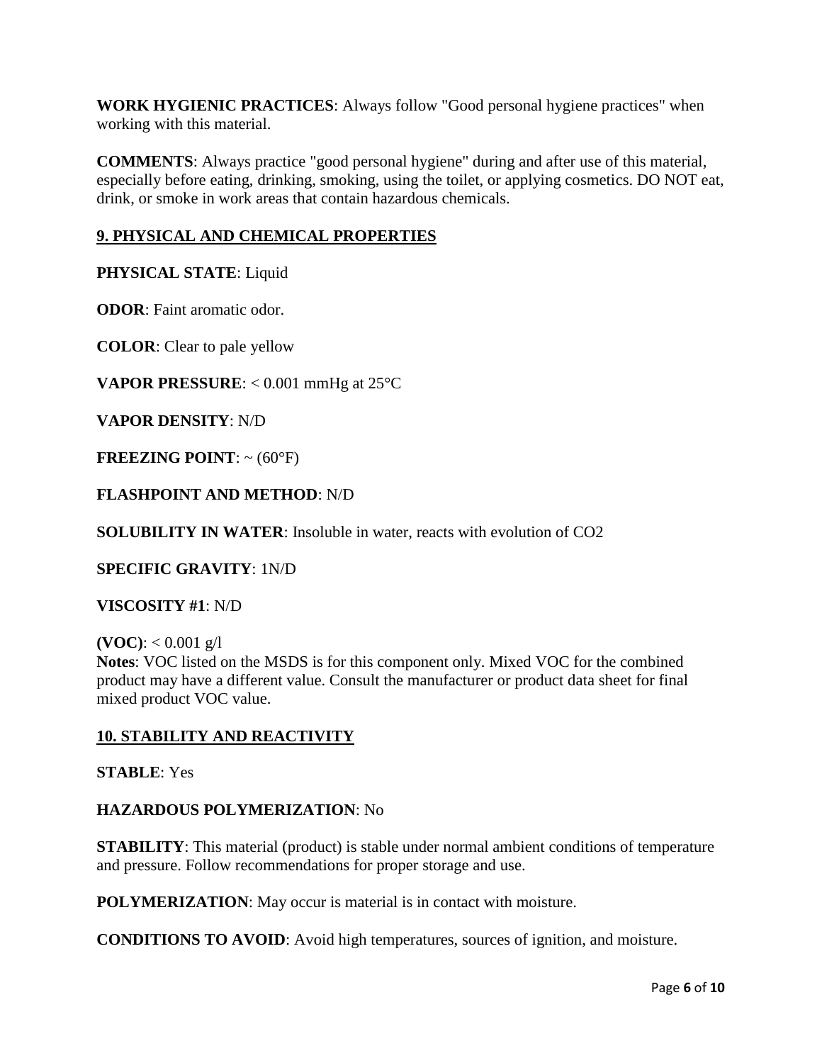**WORK HYGIENIC PRACTICES**: Always follow "Good personal hygiene practices" when working with this material.

**COMMENTS**: Always practice "good personal hygiene" during and after use of this material, especially before eating, drinking, smoking, using the toilet, or applying cosmetics. DO NOT eat, drink, or smoke in work areas that contain hazardous chemicals.

## 9. PHYSICAL AND CHEMICAL PROPERTIES

**PHYSICAL STATE**: Liquid

**ODOR**: Faint aromatic odor.

**COLOR**: Clear to pale yellow

**VAPOR PRESSURE**: < 0.001 mmHg at 25°C

**VAPOR DENSITY**: N/D

**FREEZING POINT**: ~ (60°F)

**FLASHPOINT AND METHOD**: N/D

**SOLUBILITY IN WATER**: Insoluble in water, reacts with evolution of $CO_2$

**SPECIFIC GRAVITY**: 1N/D

**VISCOSITY #1**: N/D

**(VOC)**: < 0.001 g/l
**Notes**: VOC listed on the MSDS is for this component only. Mixed VOC for the combined product may have a different value. Consult the manufacturer or product data sheet for final mixed product VOC value.

## 10. STABILITY AND REACTIVITY

**STABLE**: Yes

**HAZARDOUS POLYMERIZATION**: No

**STABILITY**: This material (product) is stable under normal ambient conditions of temperature and pressure. Follow recommendations for proper storage and use.

**POLYMERIZATION**: May occur is material is in contact with moisture.

**CONDITIONS TO AVOID**: Avoid high temperatures, sources of ignition, and moisture.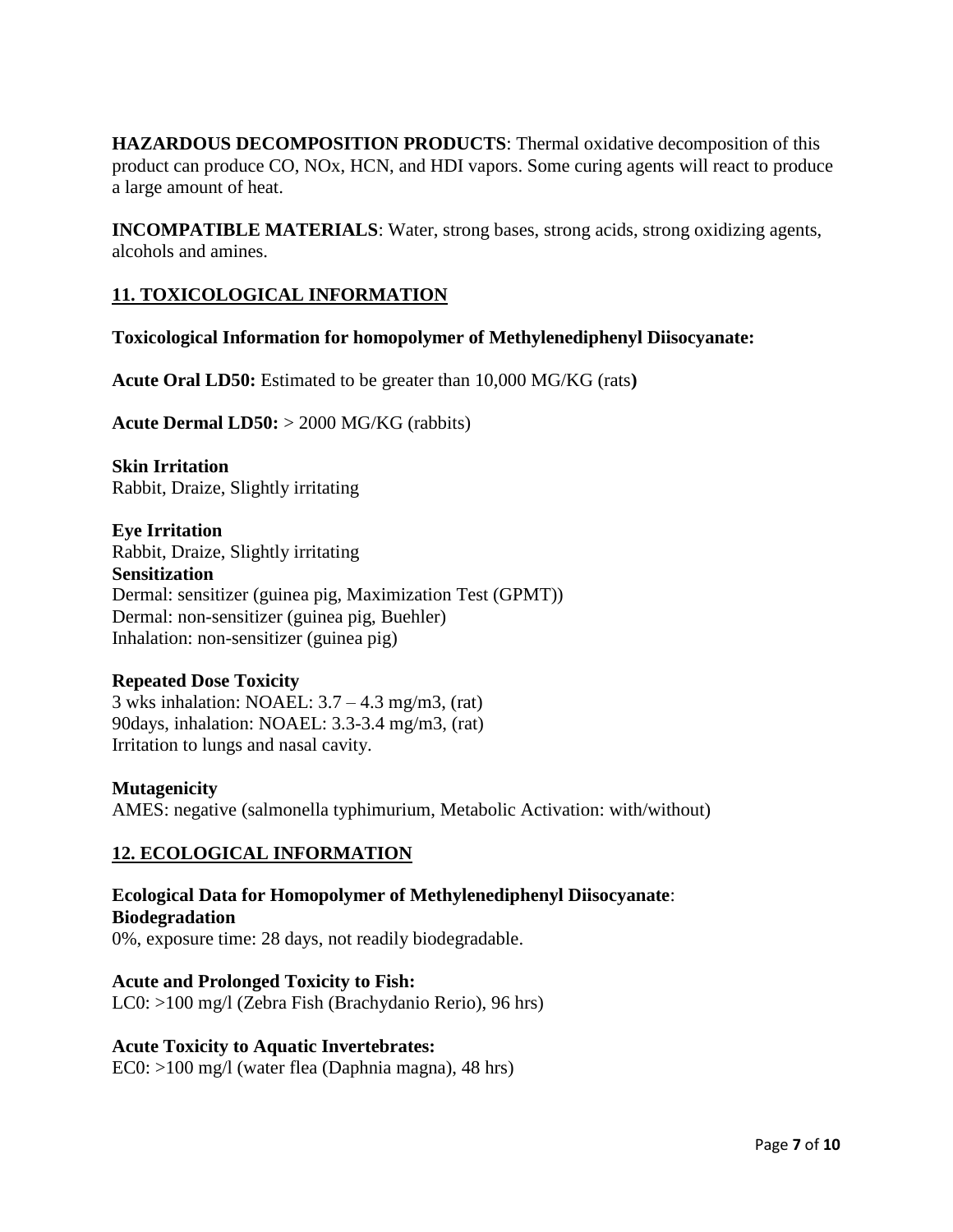**HAZARDOUS DECOMPOSITION PRODUCTS**: Thermal oxidative decomposition of this product can produce CO, NOx, HCN, and HDI vapors. Some curing agents will react to produce a large amount of heat.

**INCOMPATIBLE MATERIALS**: Water, strong bases, strong acids, strong oxidizing agents, alcohols and amines.

## 11. TOXICOLOGICAL INFORMATION

**Toxicological Information for homopolymer of Methylenediphenyl Diisocyanate:**

**Acute Oral LD50:** Estimated to be greater than 10,000 MG/KG (rats**)**

**Acute Dermal LD50:** > 2000 MG/KG (rabbits)

**Skin Irritation**
Rabbit, Draize, Slightly irritating

**Eye Irritation**
Rabbit, Draize, Slightly irritating

**Sensitization**
Dermal: sensitizer (guinea pig, Maximization Test (GPMT))
Dermal: non-sensitizer (guinea pig, Buehler)
Inhalation: non-sensitizer (guinea pig)

**Repeated Dose Toxicity**
3 wks inhalation: NOAEL: 3.7 – 4.3 mg/m3, (rat)
90days, inhalation: NOAEL: 3.3-3.4 mg/m3, (rat)
Irritation to lungs and nasal cavity.

**Mutagenicity**
AMES: negative (salmonella typhimurium, Metabolic Activation: with/without)

## 12. ECOLOGICAL INFORMATION

**Ecological Data for Homopolymer of Methylenediphenyl Diisocyanate**:

**Biodegradation**
0%, exposure time: 28 days, not readily biodegradable.

**Acute and Prolonged Toxicity to Fish:**
LC0: >100 mg/l (Zebra Fish (Brachydanio Rerio), 96 hrs)

**Acute Toxicity to Aquatic Invertebrates:**
EC0: >100 mg/l (water flea (Daphnia magna), 48 hrs)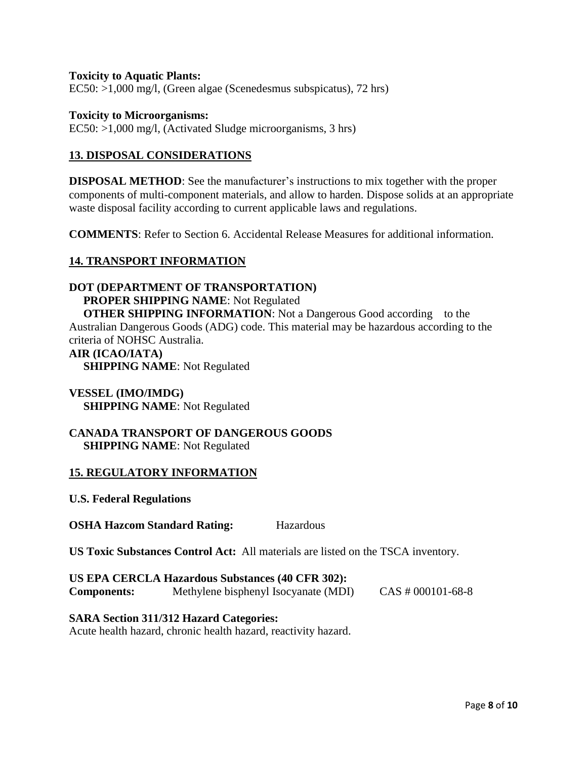**Toxicity to Aquatic Plants:**
EC50: >1,000 mg/l, (Green algae (Scenedesmus subspicatus), 72 hrs)

**Toxicity to Microorganisms:**
EC50: >1,000 mg/l, (Activated Sludge microorganisms, 3 hrs)

## 13. DISPOSAL CONSIDERATIONS

**DISPOSAL METHOD**: See the manufacturer's instructions to mix together with the proper components of multi-component materials, and allow to harden. Dispose solids at an appropriate waste disposal facility according to current applicable laws and regulations.

**COMMENTS**: Refer to Section 6. Accidental Release Measures for additional information.

## 14. TRANSPORT INFORMATION

**DOT (DEPARTMENT OF TRANSPORTATION)**
**PROPER SHIPPING NAME**: Not Regulated
**OTHER SHIPPING INFORMATION**: Not a Dangerous Good according to the Australian Dangerous Goods (ADG) code. This material may be hazardous according to the criteria of NOHSC Australia.

**AIR (ICAO/IATA)**
**SHIPPING NAME**: Not Regulated

**VESSEL (IMO/IMDG)**
**SHIPPING NAME**: Not Regulated

**CANADA TRANSPORT OF DANGEROUS GOODS**
**SHIPPING NAME**: Not Regulated

## 15. REGULATORY INFORMATION

**U.S. Federal Regulations**

**OSHA Hazcom Standard Rating:** Hazardous

**US Toxic Substances Control Act:** All materials are listed on the TSCA inventory.

**US EPA CERCLA Hazardous Substances (40 CFR 302):**
**Components:** Methylene bisphenyl Isocyanate (MDI) CAS # 000101-68-8

**SARA Section 311/312 Hazard Categories:**
Acute health hazard, chronic health hazard, reactivity hazard.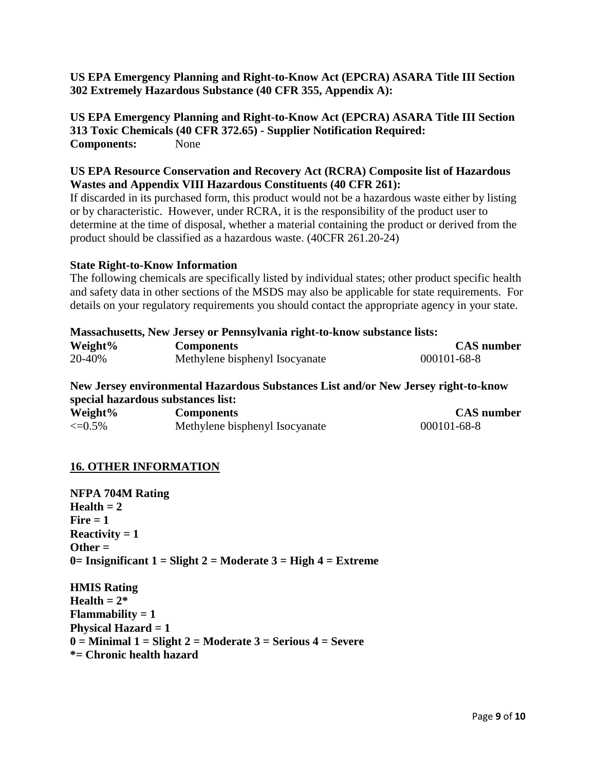**US EPA Emergency Planning and Right-to-Know Act (EPCRA) ASARA Title III Section 302 Extremely Hazardous Substance (40 CFR 355, Appendix A):**

**US EPA Emergency Planning and Right-to-Know Act (EPCRA) ASARA Title III Section 313 Toxic Chemicals (40 CFR 372.65) - Supplier Notification Required:**
**Components:** None

**US EPA Resource Conservation and Recovery Act (RCRA) Composite list of Hazardous Wastes and Appendix VIII Hazardous Constituents (40 CFR 261):**
If discarded in its purchased form, this product would not be a hazardous waste either by listing or by characteristic. However, under RCRA, it is the responsibility of the product user to determine at the time of disposal, whether a material containing the product or derived from the product should be classified as a hazardous waste. (40CFR 261.20-24)

**State Right-to-Know Information**
The following chemicals are specifically listed by individual states; other product specific health and safety data in other sections of the MSDS may also be applicable for state requirements. For details on your regulatory requirements you should contact the appropriate agency in your state.

**Massachusetts, New Jersey or Pennsylvania right-to-know substance lists:**

| Weight% | Components | CAS number |
|---|---|---|
| 20-40% | Methylene bisphenyl Isocyanate | 000101-68-8 |

**New Jersey environmental Hazardous Substances List and/or New Jersey right-to-know special hazardous substances list:**

| Weight% | Components | CAS number |
|---|---|---|
| <=0.5% | Methylene bisphenyl Isocyanate | 000101-68-8 |

## 16. OTHER INFORMATION

**NFPA 704M Rating**
**Health = 2**
**Fire = 1**
**Reactivity = 1**
**Other =**
**0= Insignificant 1 = Slight 2 = Moderate 3 = High 4 = Extreme**

**HMIS Rating**
**Health = 2***
**Flammability = 1**
**Physical Hazard = 1**
**0 = Minimal 1 = Slight 2 = Moderate 3 = Serious 4 = Severe**
**\*= Chronic health hazard**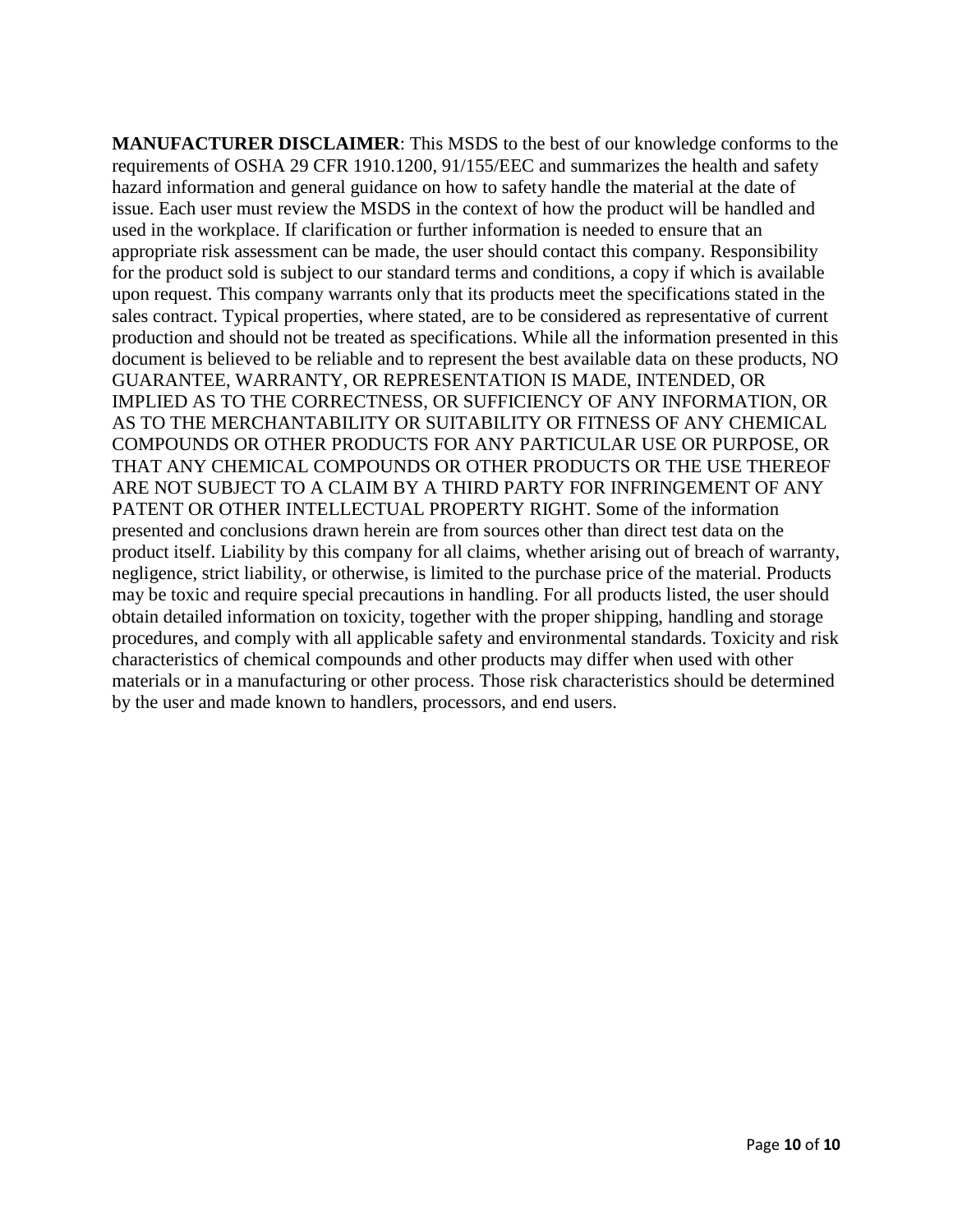**MANUFACTURER DISCLAIMER**: This MSDS to the best of our knowledge conforms to the requirements of OSHA 29 CFR 1910.1200, 91/155/EEC and summarizes the health and safety hazard information and general guidance on how to safety handle the material at the date of issue. Each user must review the MSDS in the context of how the product will be handled and used in the workplace. If clarification or further information is needed to ensure that an appropriate risk assessment can be made, the user should contact this company. Responsibility for the product sold is subject to our standard terms and conditions, a copy if which is available upon request. This company warrants only that its products meet the specifications stated in the sales contract. Typical properties, where stated, are to be considered as representative of current production and should not be treated as specifications. While all the information presented in this document is believed to be reliable and to represent the best available data on these products, NO GUARANTEE, WARRANTY, OR REPRESENTATION IS MADE, INTENDED, OR IMPLIED AS TO THE CORRECTNESS, OR SUFFICIENCY OF ANY INFORMATION, OR AS TO THE MERCHANTABILITY OR SUITABILITY OR FITNESS OF ANY CHEMICAL COMPOUNDS OR OTHER PRODUCTS FOR ANY PARTICULAR USE OR PURPOSE, OR THAT ANY CHEMICAL COMPOUNDS OR OTHER PRODUCTS OR THE USE THEREOF ARE NOT SUBJECT TO A CLAIM BY A THIRD PARTY FOR INFRINGEMENT OF ANY PATENT OR OTHER INTELLECTUAL PROPERTY RIGHT. Some of the information presented and conclusions drawn herein are from sources other than direct test data on the product itself. Liability by this company for all claims, whether arising out of breach of warranty, negligence, strict liability, or otherwise, is limited to the purchase price of the material. Products may be toxic and require special precautions in handling. For all products listed, the user should obtain detailed information on toxicity, together with the proper shipping, handling and storage procedures, and comply with all applicable safety and environmental standards. Toxicity and risk characteristics of chemical compounds and other products may differ when used with other materials or in a manufacturing or other process. Those risk characteristics should be determined by the user and made known to handlers, processors, and end users.